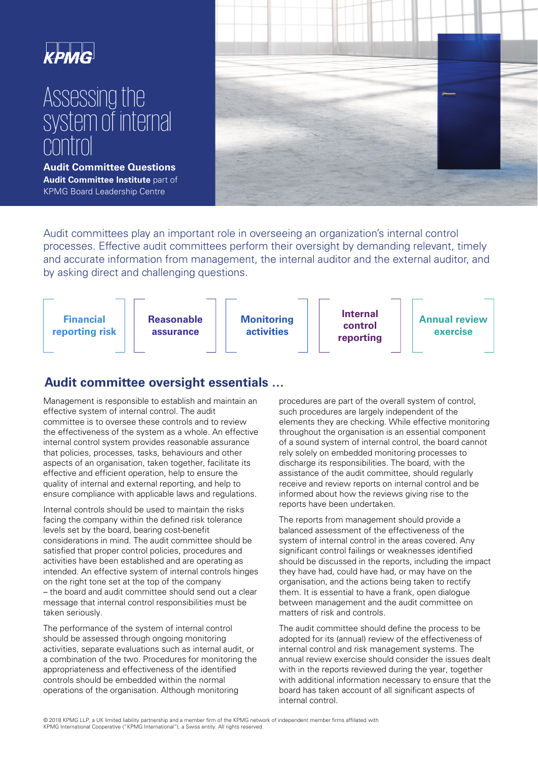KPMG

# Assessing the system of internal control

**Audit Committee Questions**

**Audit Committee Institute** part of KPMG Board Leadership Centre

Audit committees play an important role in overseeing an organization's internal control processes. Effective audit committees perform their oversight by demanding relevant, timely and accurate information from management, the internal auditor and the external auditor, and by asking direct and challenging questions.

**Financial reporting risk** | **Reasonable assurance** | **Monitoring activities** | **Internal control reporting** | **Annual review exercise**

## Audit committee oversight essentials …

Management is responsible to establish and maintain an effective system of internal control. The audit committee is to oversee these controls and to review the effectiveness of the system as a whole. An effective internal control system provides reasonable assurance that policies, processes, tasks, behaviours and other aspects of an organisation, taken together, facilitate its effective and efficient operation, help to ensure the quality of internal and external reporting, and help to ensure compliance with applicable laws and regulations.

Internal controls should be used to maintain the risks facing the company within the defined risk tolerance levels set by the board, bearing cost-benefit considerations in mind. The audit committee should be satisfied that proper control policies, procedures and activities have been established and are operating as intended. An effective system of internal controls hinges on the right tone set at the top of the company – the board and audit committee should send out a clear message that internal control responsibilities must be taken seriously.

The performance of the system of internal control should be assessed through ongoing monitoring activities, separate evaluations such as internal audit, or a combination of the two. Procedures for monitoring the appropriateness and effectiveness of the identified controls should be embedded within the normal operations of the organisation. Although monitoring procedures are part of the overall system of control, such procedures are largely independent of the elements they are checking. While effective monitoring throughout the organisation is an essential component of a sound system of internal control, the board cannot rely solely on embedded monitoring processes to discharge its responsibilities. The board, with the assistance of the audit committee, should regularly receive and review reports on internal control and be informed about how the reviews giving rise to the reports have been undertaken.

The reports from management should provide a balanced assessment of the effectiveness of the system of internal control in the areas covered. Any significant control failings or weaknesses identified should be discussed in the reports, including the impact they have had, could have had, or may have on the organisation, and the actions being taken to rectify them. It is essential to have a frank, open dialogue between management and the audit committee on matters of risk and controls.

The audit committee should define the process to be adopted for its (annual) review of the effectiveness of internal control and risk management systems. The annual review exercise should consider the issues dealt with in the reports reviewed during the year, together with additional information necessary to ensure that the board has taken account of all significant aspects of internal control.

© 2018 KPMG LLP, a UK limited liability partnership and a member firm of the KPMG network of independent member firms affiliated with KPMG International Cooperative ("KPMG International"), a Swiss entity. All rights reserved.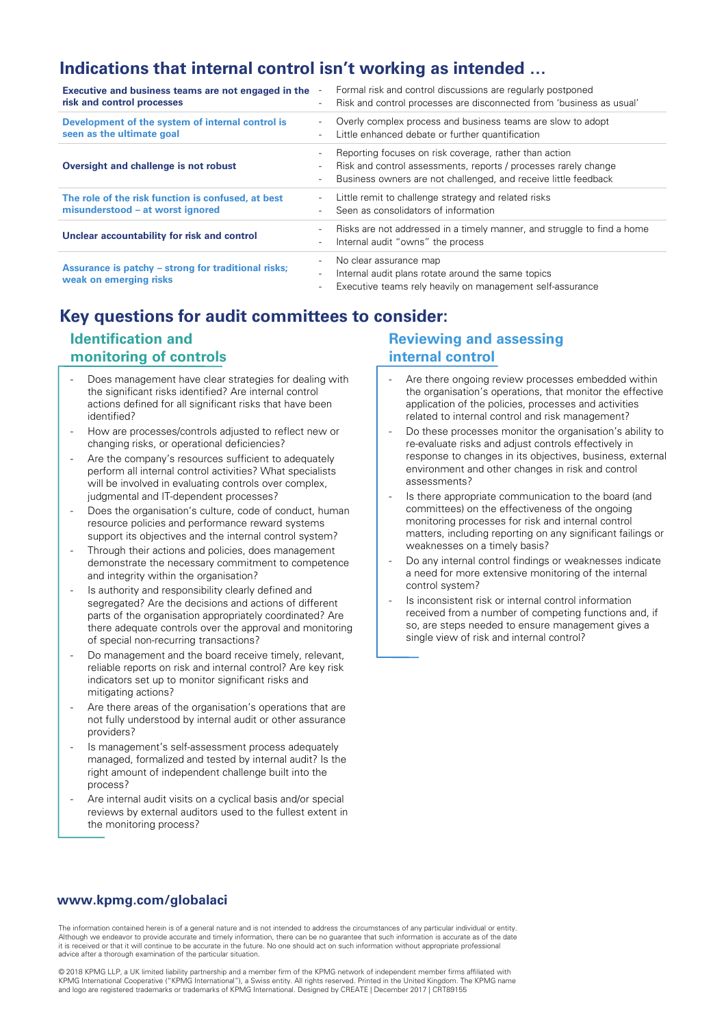## Indications that internal control isn't working as intended …

| | |
|---|---|
| **Executive and business teams are not engaged in the risk and control processes** | - Formal risk and control discussions are regularly postponed<br>- Risk and control processes are disconnected from 'business as usual' |
| **Development of the system of internal control is seen as the ultimate goal** | - Overly complex process and business teams are slow to adopt<br>- Little enhanced debate or further quantification |
| **Oversight and challenge is not robust** | - Reporting focuses on risk coverage, rather than action<br>- Risk and control assessments, reports / processes rarely change<br>- Business owners are not challenged, and receive little feedback |
| **The role of the risk function is confused, at best misunderstood – at worst ignored** | - Little remit to challenge strategy and related risks<br>- Seen as consolidators of information |
| **Unclear accountability for risk and control** | - Risks are not addressed in a timely manner, and struggle to find a home<br>- Internal audit "owns" the process |
| **Assurance is patchy – strong for traditional risks; weak on emerging risks** | - No clear assurance map<br>- Internal audit plans rotate around the same topics<br>- Executive teams rely heavily on management self-assurance |

## Key questions for audit committees to consider:

### Identification and monitoring of controls

- Does management have clear strategies for dealing with the significant risks identified? Are internal control actions defined for all significant risks that have been identified?
- How are processes/controls adjusted to reflect new or changing risks, or operational deficiencies?
- Are the company's resources sufficient to adequately perform all internal control activities? What specialists will be involved in evaluating controls over complex, judgmental and IT-dependent processes?
- Does the organisation's culture, code of conduct, human resource policies and performance reward systems support its objectives and the internal control system?
- Through their actions and policies, does management demonstrate the necessary commitment to competence and integrity within the organisation?
- Is authority and responsibility clearly defined and segregated? Are the decisions and actions of different parts of the organisation appropriately coordinated? Are there adequate controls over the approval and monitoring of special non-recurring transactions?
- Do management and the board receive timely, relevant, reliable reports on risk and internal control? Are key risk indicators set up to monitor significant risks and mitigating actions?
- Are there areas of the organisation's operations that are not fully understood by internal audit or other assurance providers?
- Is management's self-assessment process adequately managed, formalized and tested by internal audit? Is the right amount of independent challenge built into the process?
- Are internal audit visits on a cyclical basis and/or special reviews by external auditors used to the fullest extent in the monitoring process?

### Reviewing and assessing internal control

- Are there ongoing review processes embedded within the organisation's operations, that monitor the effective application of the policies, processes and activities related to internal control and risk management?
- Do these processes monitor the organisation's ability to re-evaluate risks and adjust controls effectively in response to changes in its objectives, business, external environment and other changes in risk and control assessments?
- Is there appropriate communication to the board (and committees) on the effectiveness of the ongoing monitoring processes for risk and internal control matters, including reporting on any significant failings or weaknesses on a timely basis?
- Do any internal control findings or weaknesses indicate a need for more extensive monitoring of the internal control system?
- Is inconsistent risk or internal control information received from a number of competing functions and, if so, are steps needed to ensure management gives a single view of risk and internal control?

**www.kpmg.com/globalaci**

The information contained herein is of a general nature and is not intended to address the circumstances of any particular individual or entity. Although we endeavor to provide accurate and timely information, there can be no guarantee that such information is accurate as of the date it is received or that it will continue to be accurate in the future. No one should act on such information without appropriate professional advice after a thorough examination of the particular situation.

© 2018 KPMG LLP, a UK limited liability partnership and a member firm of the KPMG network of independent member firms affiliated with KPMG International Cooperative ("KPMG International"), a Swiss entity. All rights reserved. Printed in the United Kingdom. The KPMG name and logo are registered trademarks or trademarks of KPMG International. Designed by CREATE | December 2017 | CRT89155